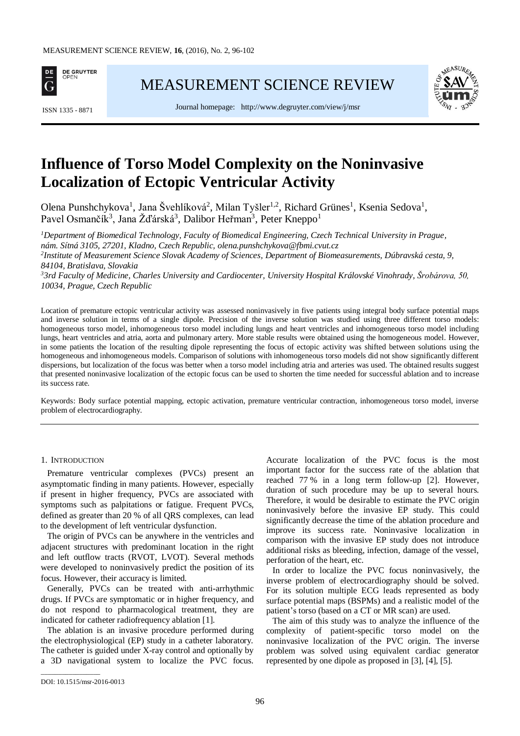# Influence of Torso Model Complexity on the Noninvasive Localization of Ectopic Ventricular Activity

Olena Punshchykova[1], Jana Švehlíková[2], Milan Tyšler[1,2], Richard Grünes[1], Ksenia Sedova[1], Pavel Osmančík[3], Jana Žďárská[3], Dalibor Heřman[3], Peter Kneppo[1]

*[1]Department of Biomedical Technology, Faculty of Biomedical Engineering, Czech Technical University in Prague, nám. Sítná 3105, 27201, Kladno, Czech Republic, olena.punshchykova@fbmi.cvut.cz*
*[2]Institute of Measurement Science Slovak Academy of Sciences, Department of Biomeasurements, Dúbravská cesta, 9, 84104, Bratislava, Slovakia*
*[3]3rd Faculty of Medicine, Charles University and Cardiocenter, University Hospital Královské Vinohrady, Šrobárova, 50, 10034, Prague, Czech Republic*

Location of premature ectopic ventricular activity was assessed noninvasively in five patients using integral body surface potential maps and inverse solution in terms of a single dipole. Precision of the inverse solution was studied using three different torso models: homogeneous torso model, inhomogeneous torso model including lungs and heart ventricles and inhomogeneous torso model including lungs, heart ventricles and atria, aorta and pulmonary artery. More stable results were obtained using the homogeneous model. However, in some patients the location of the resulting dipole representing the focus of ectopic activity was shifted between solutions using the homogeneous and inhomogeneous models. Comparison of solutions with inhomogeneous torso models did not show significantly different dispersions, but localization of the focus was better when a torso model including atria and arteries was used. The obtained results suggest that presented noninvasive localization of the ectopic focus can be used to shorten the time needed for successful ablation and to increase its success rate.

Keywords: Body surface potential mapping, ectopic activation, premature ventricular contraction, inhomogeneous torso model, inverse problem of electrocardiography.

## 1. Introduction

Premature ventricular complexes (PVCs) present an asymptomatic finding in many patients. However, especially if present in higher frequency, PVCs are associated with symptoms such as palpitations or fatigue. Frequent PVCs, defined as greater than 20 % of all QRS complexes, can lead to the development of left ventricular dysfunction.

The origin of PVCs can be anywhere in the ventricles and adjacent structures with predominant location in the right and left outflow tracts (RVOT, LVOT). Several methods were developed to noninvasively predict the position of its focus. However, their accuracy is limited.

Generally, PVCs can be treated with anti-arrhythmic drugs. If PVCs are symptomatic or in higher frequency, and do not respond to pharmacological treatment, they are indicated for catheter radiofrequency ablation [1].

The ablation is an invasive procedure performed during the electrophysiological (EP) study in a catheter laboratory. The catheter is guided under X-ray control and optionally by a 3D navigational system to localize the PVC focus. Accurate localization of the PVC focus is the most important factor for the success rate of the ablation that reached 77 % in a long term follow-up [2]. However, duration of such procedure may be up to several hours. Therefore, it would be desirable to estimate the PVC origin noninvasively before the invasive EP study. This could significantly decrease the time of the ablation procedure and improve its success rate. Noninvasive localization in comparison with the invasive EP study does not introduce additional risks as bleeding, infection, damage of the vessel, perforation of the heart, etc.

In order to localize the PVC focus noninvasively, the inverse problem of electrocardiography should be solved. For its solution multiple ECG leads represented as body surface potential maps (BSPMs) and a realistic model of the patient's torso (based on a CT or MR scan) are used.

The aim of this study was to analyze the influence of the complexity of patient-specific torso model on the noninvasive localization of the PVC origin. The inverse problem was solved using equivalent cardiac generator represented by one dipole as proposed in [3], [4], [5].

DOI: 10.1515/msr-2016-0013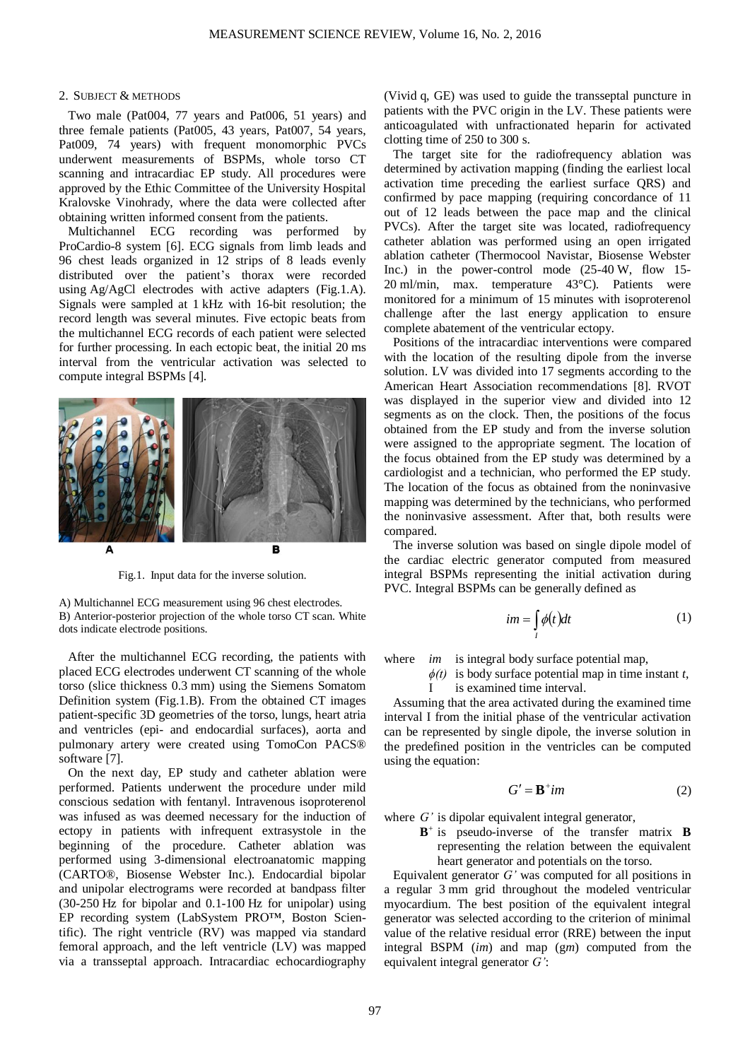## 2. SUBJECT & METHODS

Two male (Pat004, 77 years and Pat006, 51 years) and three female patients (Pat005, 43 years, Pat007, 54 years, Pat009, 74 years) with frequent monomorphic PVCs underwent measurements of BSPMs, whole torso CT scanning and intracardiac EP study. All procedures were approved by the Ethic Committee of the University Hospital Kralovske Vinohrady, where the data were collected after obtaining written informed consent from the patients.

Multichannel ECG recording was performed by ProCardio-8 system [6]. ECG signals from limb leads and 96 chest leads organized in 12 strips of 8 leads evenly distributed over the patient's thorax were recorded using Ag/AgCl electrodes with active adapters (Fig.1.A). Signals were sampled at 1 kHz with 16-bit resolution; the record length was several minutes. Five ectopic beats from the multichannel ECG records of each patient were selected for further processing. In each ectopic beat, the initial 20 ms interval from the ventricular activation was selected to compute integral BSPMs [4].

Fig.1. Input data for the inverse solution.

A) Multichannel ECG measurement using 96 chest electrodes.
B) Anterior-posterior projection of the whole torso CT scan. White dots indicate electrode positions.

After the multichannel ECG recording, the patients with placed ECG electrodes underwent CT scanning of the whole torso (slice thickness 0.3 mm) using the Siemens Somatom Definition system (Fig.1.B). From the obtained CT images patient-specific 3D geometries of the torso, lungs, heart atria and ventricles (epi- and endocardial surfaces), aorta and pulmonary artery were created using TomoCon PACS® software [7].

On the next day, EP study and catheter ablation were performed. Patients underwent the procedure under mild conscious sedation with fentanyl. Intravenous isoproterenol was infused as was deemed necessary for the induction of ectopy in patients with infrequent extrasystole in the beginning of the procedure. Catheter ablation was performed using 3-dimensional electroanatomic mapping (CARTO®, Biosense Webster Inc.). Endocardial bipolar and unipolar electrograms were recorded at bandpass filter (30-250 Hz for bipolar and 0.1-100 Hz for unipolar) using EP recording system (LabSystem PRO™, Boston Scientific). The right ventricle (RV) was mapped via standard femoral approach, and the left ventricle (LV) was mapped via a transseptal approach. Intracardiac echocardiography (Vivid q, GE) was used to guide the transseptal puncture in patients with the PVC origin in the LV. These patients were anticoagulated with unfractionated heparin for activated clotting time of 250 to 300 s.

The target site for the radiofrequency ablation was determined by activation mapping (finding the earliest local activation time preceding the earliest surface QRS) and confirmed by pace mapping (requiring concordance of 11 out of 12 leads between the pace map and the clinical PVCs). After the target site was located, radiofrequency catheter ablation was performed using an open irrigated ablation catheter (Thermocool Navistar, Biosense Webster Inc.) in the power-control mode (25-40 W, flow 15-20 ml/min, max. temperature 43°C). Patients were monitored for a minimum of 15 minutes with isoproterenol challenge after the last energy application to ensure complete abatement of the ventricular ectopy.

Positions of the intracardiac interventions were compared with the location of the resulting dipole from the inverse solution. LV was divided into 17 segments according to the American Heart Association recommendations [8]. RVOT was displayed in the superior view and divided into 12 segments as on the clock. Then, the positions of the focus obtained from the EP study and from the inverse solution were assigned to the appropriate segment. The location of the focus obtained from the EP study was determined by a cardiologist and a technician, who performed the EP study. The location of the focus as obtained from the noninvasive mapping was determined by the technicians, who performed the noninvasive assessment. After that, both results were compared.

The inverse solution was based on single dipole model of the cardiac electric generator computed from measured integral BSPMs representing the initial activation during PVC. Integral BSPMs can be generally defined as

$$im = \int_{I} \phi(t)dt \tag{1}$$

where $im$ is integral body surface potential map,
$\phi(t)$ is body surface potential map in time instant $t$,
I is examined time interval.

Assuming that the area activated during the examined time interval I from the initial phase of the ventricular activation can be represented by single dipole, the inverse solution in the predefined position in the ventricles can be computed using the equation:

$$G' = \mathbf{B}^{+} im \tag{2}$$

where $G'$ is dipolar equivalent integral generator,
$\mathbf{B}^{+}$ is pseudo-inverse of the transfer matrix $\mathbf{B}$ representing the relation between the equivalent heart generator and potentials on the torso.

Equivalent generator $G'$ was computed for all positions in a regular 3 mm grid throughout the modeled ventricular myocardium. The best position of the equivalent integral generator was selected according to the criterion of minimal value of the relative residual error (RRE) between the input integral BSPM ($im$) and map ($gm$) computed from the equivalent integral generator $G'$: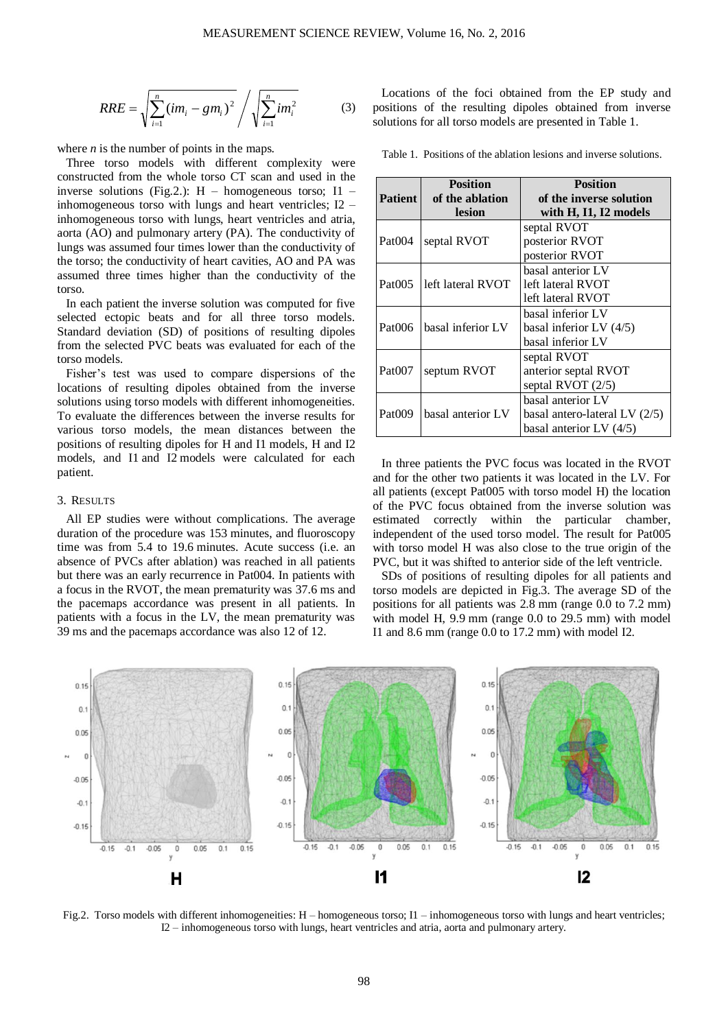$$RRE = \sqrt{\sum_{i=1}^{n}(im_i - gm_i)^2} \bigg/ \sqrt{\sum_{i=1}^{n} im_i^2} \qquad (3)$$

where $n$ is the number of points in the maps.

Three torso models with different complexity were constructed from the whole torso CT scan and used in the inverse solutions (Fig.2.): H – homogeneous torso; I1 – inhomogeneous torso with lungs and heart ventricles; I2 – inhomogeneous torso with lungs, heart ventricles and atria, aorta (AO) and pulmonary artery (PA). The conductivity of lungs was assumed four times lower than the conductivity of the torso; the conductivity of heart cavities, AO and PA was assumed three times higher than the conductivity of the torso.

In each patient the inverse solution was computed for five selected ectopic beats and for all three torso models. Standard deviation (SD) of positions of resulting dipoles from the selected PVC beats was evaluated for each of the torso models.

Fisher's test was used to compare dispersions of the locations of resulting dipoles obtained from the inverse solutions using torso models with different inhomogeneities. To evaluate the differences between the inverse results for various torso models, the mean distances between the positions of resulting dipoles for H and I1 models, H and I2 models, and I1 and I2 models were calculated for each patient.

## 3. RESULTS

All EP studies were without complications. The average duration of the procedure was 153 minutes, and fluoroscopy time was from 5.4 to 19.6 minutes. Acute success (i.e. an absence of PVCs after ablation) was reached in all patients but there was an early recurrence in Pat004. In patients with a focus in the RVOT, the mean prematurity was 37.6 ms and the pacemaps accordance was present in all patients. In patients with a focus in the LV, the mean prematurity was 39 ms and the pacemaps accordance was also 12 of 12.

Locations of the foci obtained from the EP study and positions of the resulting dipoles obtained from inverse solutions for all torso models are presented in Table 1.

Table 1. Positions of the ablation lesions and inverse solutions.

| Patient | Position of the ablation lesion | Position of the inverse solution with H, I1, I2 models |
|---|---|---|
| Pat004 | septal RVOT | septal RVOT<br>posterior RVOT<br>posterior RVOT |
| Pat005 | left lateral RVOT | basal anterior LV<br>left lateral RVOT<br>left lateral RVOT |
| Pat006 | basal inferior LV | basal inferior LV<br>basal inferior LV (4/5)<br>basal inferior LV |
| Pat007 | septum RVOT | septal RVOT<br>anterior septal RVOT<br>septal RVOT (2/5) |
| Pat009 | basal anterior LV | basal anterior LV<br>basal antero-lateral LV (2/5)<br>basal anterior LV (4/5) |

In three patients the PVC focus was located in the RVOT and for the other two patients it was located in the LV. For all patients (except Pat005 with torso model H) the location of the PVC focus obtained from the inverse solution was estimated correctly within the particular chamber, independent of the used torso model. The result for Pat005 with torso model H was also close to the true origin of the PVC, but it was shifted to anterior side of the left ventricle.

SDs of positions of resulting dipoles for all patients and torso models are depicted in Fig.3. The average SD of the positions for all patients was 2.8 mm (range 0.0 to 7.2 mm) with model H, 9.9 mm (range 0.0 to 29.5 mm) with model I1 and 8.6 mm (range 0.0 to 17.2 mm) with model I2.

Fig.2. Torso models with different inhomogeneities: H – homogeneous torso; I1 – inhomogeneous torso with lungs and heart ventricles; I2 – inhomogeneous torso with lungs, heart ventricles and atria, aorta and pulmonary artery.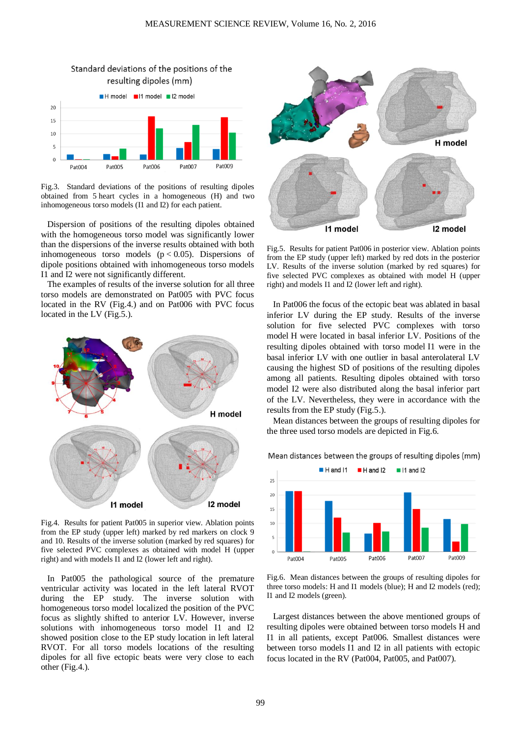Fig.3. Standard deviations of the positions of resulting dipoles obtained from 5 heart cycles in a homogeneous (H) and two inhomogeneous torso models (I1 and I2) for each patient.

Dispersion of positions of the resulting dipoles obtained with the homogeneous torso model was significantly lower than the dispersions of the inverse results obtained with both inhomogeneous torso models ($p < 0.05$). Dispersions of dipole positions obtained with inhomogeneous torso models I1 and I2 were not significantly different.

The examples of results of the inverse solution for all three torso models are demonstrated on Pat005 with PVC focus located in the RV (Fig.4.) and on Pat006 with PVC focus located in the LV (Fig.5.).

Fig.4. Results for patient Pat005 in superior view. Ablation points from the EP study (upper left) marked by red markers on clock 9 and 10. Results of the inverse solution (marked by red squares) for five selected PVC complexes as obtained with model H (upper right) and with models I1 and I2 (lower left and right).

In Pat005 the pathological source of the premature ventricular activity was located in the left lateral RVOT during the EP study. The inverse solution with homogeneous torso model localized the position of the PVC focus as slightly shifted to anterior LV. However, inverse solutions with inhomogeneous torso model I1 and I2 showed position close to the EP study location in left lateral RVOT. For all torso models locations of the resulting dipoles for all five ectopic beats were very close to each other (Fig.4.).

Fig.5. Results for patient Pat006 in posterior view. Ablation points from the EP study (upper left) marked by red dots in the posterior LV. Results of the inverse solution (marked by red squares) for five selected PVC complexes as obtained with model H (upper right) and models I1 and I2 (lower left and right).

In Pat006 the focus of the ectopic beat was ablated in basal inferior LV during the EP study. Results of the inverse solution for five selected PVC complexes with torso model H were located in basal inferior LV. Positions of the resulting dipoles obtained with torso model I1 were in the basal inferior LV with one outlier in basal anterolateral LV causing the highest SD of positions of the resulting dipoles among all patients. Resulting dipoles obtained with torso model I2 were also distributed along the basal inferior part of the LV. Nevertheless, they were in accordance with the results from the EP study (Fig.5.).

Mean distances between the groups of resulting dipoles for the three used torso models are depicted in Fig.6.

Fig.6. Mean distances between the groups of resulting dipoles for three torso models: H and I1 models (blue); H and I2 models (red); I1 and I2 models (green).

Largest distances between the above mentioned groups of resulting dipoles were obtained between torso models H and I1 in all patients, except Pat006. Smallest distances were between torso models I1 and I2 in all patients with ectopic focus located in the RV (Pat004, Pat005, and Pat007).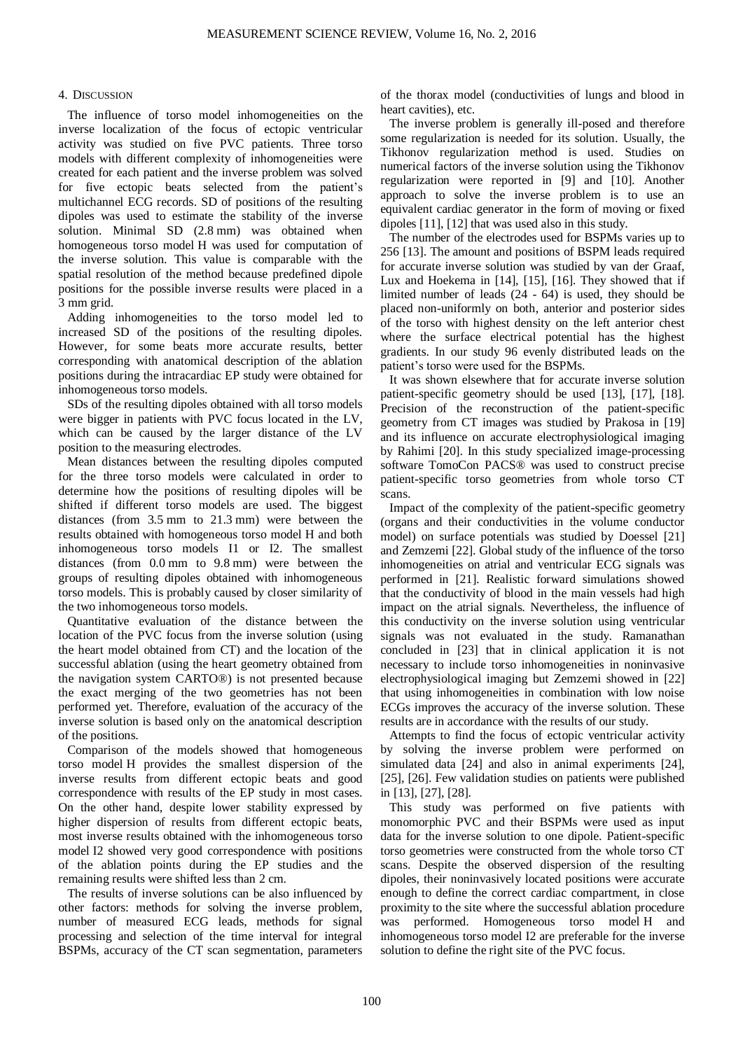## 4. Discussion

The influence of torso model inhomogeneities on the inverse localization of the focus of ectopic ventricular activity was studied on five PVC patients. Three torso models with different complexity of inhomogeneities were created for each patient and the inverse problem was solved for five ectopic beats selected from the patient's multichannel ECG records. SD of positions of the resulting dipoles was used to estimate the stability of the inverse solution. Minimal SD (2.8 mm) was obtained when homogeneous torso model H was used for computation of the inverse solution. This value is comparable with the spatial resolution of the method because predefined dipole positions for the possible inverse results were placed in a 3 mm grid.

Adding inhomogeneities to the torso model led to increased SD of the positions of the resulting dipoles. However, for some beats more accurate results, better corresponding with anatomical description of the ablation positions during the intracardiac EP study were obtained for inhomogeneous torso models.

SDs of the resulting dipoles obtained with all torso models were bigger in patients with PVC focus located in the LV, which can be caused by the larger distance of the LV position to the measuring electrodes.

Mean distances between the resulting dipoles computed for the three torso models were calculated in order to determine how the positions of resulting dipoles will be shifted if different torso models are used. The biggest distances (from 3.5 mm to 21.3 mm) were between the results obtained with homogeneous torso model H and both inhomogeneous torso models I1 or I2. The smallest distances (from 0.0 mm to 9.8 mm) were between the groups of resulting dipoles obtained with inhomogeneous torso models. This is probably caused by closer similarity of the two inhomogeneous torso models.

Quantitative evaluation of the distance between the location of the PVC focus from the inverse solution (using the heart model obtained from CT) and the location of the successful ablation (using the heart geometry obtained from the navigation system CARTO®) is not presented because the exact merging of the two geometries has not been performed yet. Therefore, evaluation of the accuracy of the inverse solution is based only on the anatomical description of the positions.

Comparison of the models showed that homogeneous torso model H provides the smallest dispersion of the inverse results from different ectopic beats and good correspondence with results of the EP study in most cases. On the other hand, despite lower stability expressed by higher dispersion of results from different ectopic beats, most inverse results obtained with the inhomogeneous torso model I2 showed very good correspondence with positions of the ablation points during the EP studies and the remaining results were shifted less than 2 cm.

The results of inverse solutions can be also influenced by other factors: methods for solving the inverse problem, number of measured ECG leads, methods for signal processing and selection of the time interval for integral BSPMs, accuracy of the CT scan segmentation, parameters of the thorax model (conductivities of lungs and blood in heart cavities), etc.

The inverse problem is generally ill-posed and therefore some regularization is needed for its solution. Usually, the Tikhonov regularization method is used. Studies on numerical factors of the inverse solution using the Tikhonov regularization were reported in [9] and [10]. Another approach to solve the inverse problem is to use an equivalent cardiac generator in the form of moving or fixed dipoles [11], [12] that was used also in this study.

The number of the electrodes used for BSPMs varies up to 256 [13]. The amount and positions of BSPM leads required for accurate inverse solution was studied by van der Graaf, Lux and Hoekema in [14], [15], [16]. They showed that if limited number of leads (24 - 64) is used, they should be placed non-uniformly on both, anterior and posterior sides of the torso with highest density on the left anterior chest where the surface electrical potential has the highest gradients. In our study 96 evenly distributed leads on the patient's torso were used for the BSPMs.

It was shown elsewhere that for accurate inverse solution patient-specific geometry should be used [13], [17], [18]. Precision of the reconstruction of the patient-specific geometry from CT images was studied by Prakosa in [19] and its influence on accurate electrophysiological imaging by Rahimi [20]. In this study specialized image-processing software TomoCon PACS® was used to construct precise patient-specific torso geometries from whole torso CT scans.

Impact of the complexity of the patient-specific geometry (organs and their conductivities in the volume conductor model) on surface potentials was studied by Doessel [21] and Zemzemi [22]. Global study of the influence of the torso inhomogeneities on atrial and ventricular ECG signals was performed in [21]. Realistic forward simulations showed that the conductivity of blood in the main vessels had high impact on the atrial signals. Nevertheless, the influence of this conductivity on the inverse solution using ventricular signals was not evaluated in the study. Ramanathan concluded in [23] that in clinical application it is not necessary to include torso inhomogeneities in noninvasive electrophysiological imaging but Zemzemi showed in [22] that using inhomogeneities in combination with low noise ECGs improves the accuracy of the inverse solution. These results are in accordance with the results of our study.

Attempts to find the focus of ectopic ventricular activity by solving the inverse problem were performed on simulated data [24] and also in animal experiments [24], [25], [26]. Few validation studies on patients were published in [13], [27], [28].

This study was performed on five patients with monomorphic PVC and their BSPMs were used as input data for the inverse solution to one dipole. Patient-specific torso geometries were constructed from the whole torso CT scans. Despite the observed dispersion of the resulting dipoles, their noninvasively located positions were accurate enough to define the correct cardiac compartment, in close proximity to the site where the successful ablation procedure was performed. Homogeneous torso model H and inhomogeneous torso model I2 are preferable for the inverse solution to define the right site of the PVC focus.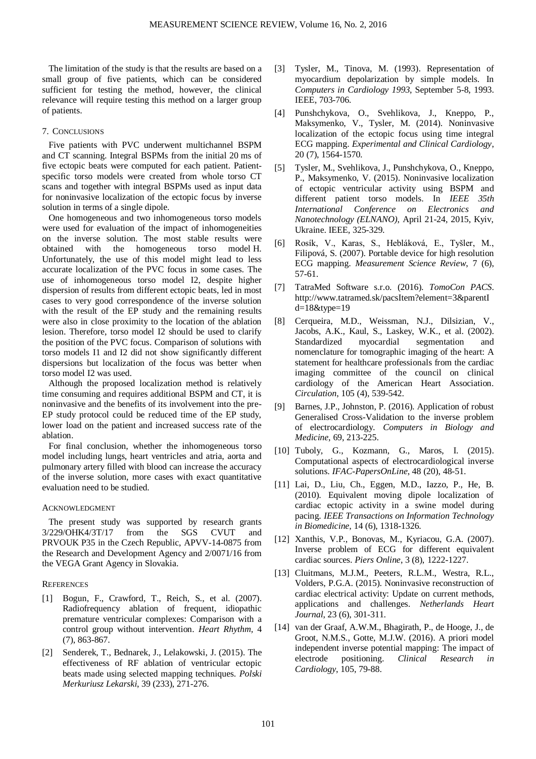The limitation of the study is that the results are based on a small group of five patients, which can be considered sufficient for testing the method, however, the clinical relevance will require testing this method on a larger group of patients.

## 7. CONCLUSIONS

Five patients with PVC underwent multichannel BSPM and CT scanning. Integral BSPMs from the initial 20 ms of five ectopic beats were computed for each patient. Patient-specific torso models were created from whole torso CT scans and together with integral BSPMs used as input data for noninvasive localization of the ectopic focus by inverse solution in terms of a single dipole.

One homogeneous and two inhomogeneous torso models were used for evaluation of the impact of inhomogeneities on the inverse solution. The most stable results were obtained with the homogeneous torso model H. Unfortunately, the use of this model might lead to less accurate localization of the PVC focus in some cases. The use of inhomogeneous torso model I2, despite higher dispersion of results from different ectopic beats, led in most cases to very good correspondence of the inverse solution with the result of the EP study and the remaining results were also in close proximity to the location of the ablation lesion. Therefore, torso model I2 should be used to clarify the position of the PVC focus. Comparison of solutions with torso models I1 and I2 did not show significantly different dispersions but localization of the focus was better when torso model I2 was used.

Although the proposed localization method is relatively time consuming and requires additional BSPM and CT, it is noninvasive and the benefits of its involvement into the pre-EP study protocol could be reduced time of the EP study, lower load on the patient and increased success rate of the ablation.

For final conclusion, whether the inhomogeneous torso model including lungs, heart ventricles and atria, aorta and pulmonary artery filled with blood can increase the accuracy of the inverse solution, more cases with exact quantitative evaluation need to be studied.

## ACKNOWLEDGMENT

The present study was supported by research grants 3/229/OHK4/3T/17 from the SGS CVUT and PRVOUK P35 in the Czech Republic, APVV-14-0875 from the Research and Development Agency and 2/0071/16 from the VEGA Grant Agency in Slovakia.

## REFERENCES

[1] Bogun, F., Crawford, T., Reich, S., et al. (2007). Radiofrequency ablation of frequent, idiopathic premature ventricular complexes: Comparison with a control group without intervention. *Heart Rhythm,* 4 (7), 863-867.

[2] Senderek, T., Bednarek, J., Lelakowski, J. (2015). The effectiveness of RF ablation of ventricular ectopic beats made using selected mapping techniques. *Polski Merkuriusz Lekarski*, 39 (233), 271-276.

[3] Tysler, M., Tinova, M. (1993). Representation of myocardium depolarization by simple models. In *Computers in Cardiology 1993*, September 5-8, 1993. IEEE, 703-706.

[4] Punshchykova, O., Svehlikova, J., Kneppo, P., Maksymenko, V., Tysler, M. (2014). Noninvasive localization of the ectopic focus using time integral ECG mapping. *Experimental and Clinical Cardiology*, 20 (7), 1564-1570.

[5] Tysler, M., Svehlikova, J., Punshchykova, O., Kneppo, P., Maksymenko, V. (2015). Noninvasive localization of ectopic ventricular activity using BSPM and different patient torso models. In *IEEE 35th International Conference on Electronics and Nanotechnology (ELNANO)*, April 21-24, 2015, Kyiv, Ukraine. IEEE, 325-329.

[6] Rosík, V., Karas, S., Hebláková, E., Tyšler, M., Filipová, S. (2007). Portable device for high resolution ECG mapping. *Measurement Science Review,* 7 (6), 57-61.

[7] TatraMed Software s.r.o. (2016). *TomoCon PACS*. http://www.tatramed.sk/pacsItem?element=3&parentId=18&type=19

[8] Cerqueira, M.D., Weissman, N.J., Dilsizian, V., Jacobs, A.K., Kaul, S., Laskey, W.K., et al. (2002). Standardized myocardial segmentation and nomenclature for tomographic imaging of the heart: A statement for healthcare professionals from the cardiac imaging committee of the council on clinical cardiology of the American Heart Association. *Circulation*, 105 (4), 539-542.

[9] Barnes, J.P., Johnston, P. (2016). Application of robust Generalised Cross-Validation to the inverse problem of electrocardiology. *Computers in Biology and Medicine*, 69, 213-225.

[10] Tuboly, G., Kozmann, G., Maros, I. (2015). Computational aspects of electrocardiological inverse solutions. *IFAC-PapersOnLine*, 48 (20), 48-51.

[11] Lai, D., Liu, Ch., Eggen, M.D., Iazzo, P., He, B. (2010). Equivalent moving dipole localization of cardiac ectopic activity in a swine model during pacing. *IEEE Transactions on Information Technology in Biomedicine*, 14 (6), 1318-1326.

[12] Xanthis, V.P., Bonovas, M., Kyriacou, G.A. (2007). Inverse problem of ECG for different equivalent cardiac sources. *Piers Online*, 3 (8), 1222-1227.

[13] Cluitmans, M.J.M., Peeters, R.L.M., Westra, R.L., Volders, P.G.A. (2015). Noninvasive reconstruction of cardiac electrical activity: Update on current methods, applications and challenges. *Netherlands Heart Journal*, 23 (6), 301-311.

[14] van der Graaf, A.W.M., Bhagirath, P., de Hooge, J., de Groot, N.M.S., Gotte, M.J.W. (2016). A priori model independent inverse potential mapping: The impact of electrode positioning. *Clinical Research in Cardiology*, 105, 79-88.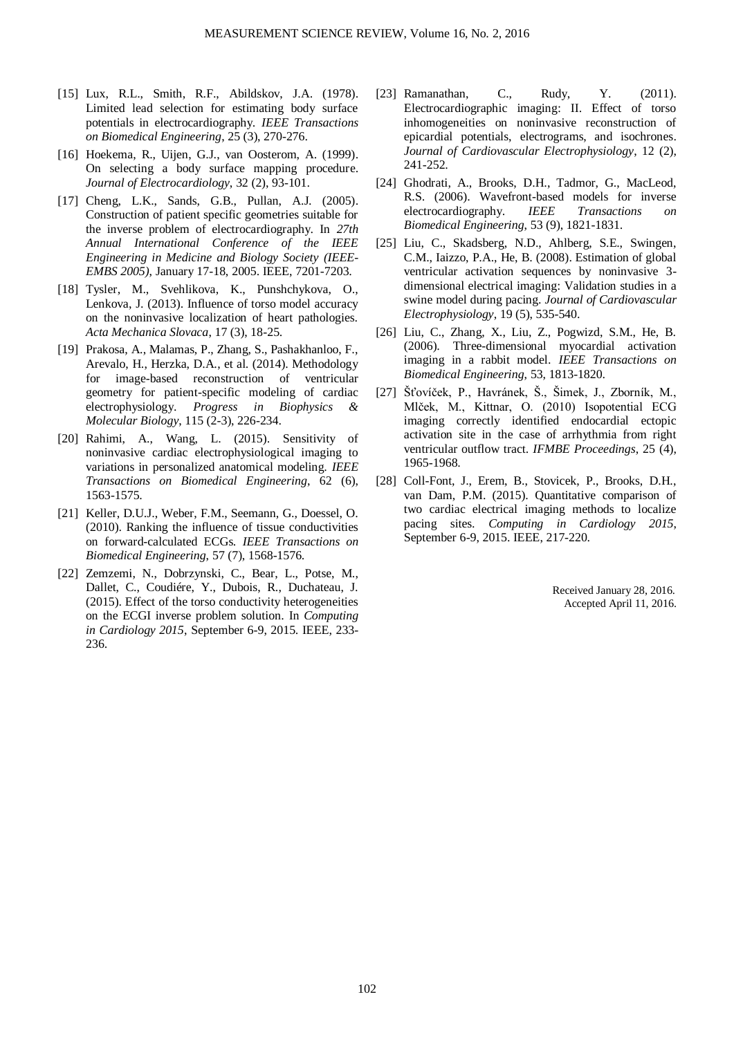[15] Lux, R.L., Smith, R.F., Abildskov, J.A. (1978). Limited lead selection for estimating body surface potentials in electrocardiography. *IEEE Transactions on Biomedical Engineering*, 25 (3), 270-276.

[16] Hoekema, R., Uijen, G.J., van Oosterom, A. (1999). On selecting a body surface mapping procedure. *Journal of Electrocardiology*, 32 (2), 93-101.

[17] Cheng, L.K., Sands, G.B., Pullan, A.J. (2005). Construction of patient specific geometries suitable for the inverse problem of electrocardiography. In *27th Annual International Conference of the IEEE Engineering in Medicine and Biology Society (IEEE-EMBS 2005)*, January 17-18, 2005. IEEE, 7201-7203.

[18] Tysler, M., Svehlikova, K., Punshchykova, O., Lenkova, J. (2013). Influence of torso model accuracy on the noninvasive localization of heart pathologies. *Acta Mechanica Slovaca*, 17 (3), 18-25.

[19] Prakosa, A., Malamas, P., Zhang, S., Pashakhanloo, F., Arevalo, H., Herzka, D.A., et al. (2014). Methodology for image-based reconstruction of ventricular geometry for patient-specific modeling of cardiac electrophysiology. *Progress in Biophysics & Molecular Biology*, 115 (2-3), 226-234.

[20] Rahimi, A., Wang, L. (2015). Sensitivity of noninvasive cardiac electrophysiological imaging to variations in personalized anatomical modeling. *IEEE Transactions on Biomedical Engineering*, 62 (6), 1563-1575.

[21] Keller, D.U.J., Weber, F.M., Seemann, G., Doessel, O. (2010). Ranking the influence of tissue conductivities on forward-calculated ECGs. *IEEE Transactions on Biomedical Engineering*, 57 (7), 1568-1576.

[22] Zemzemi, N., Dobrzynski, C., Bear, L., Potse, M., Dallet, C., Coudiére, Y., Dubois, R., Duchateau, J. (2015). Effect of the torso conductivity heterogeneities on the ECGI inverse problem solution. In *Computing in Cardiology 2015*, September 6-9, 2015. IEEE, 233-236.

[23] Ramanathan, C., Rudy, Y. (2011). Electrocardiographic imaging: II. Effect of torso inhomogeneities on noninvasive reconstruction of epicardial potentials, electrograms, and isochrones. *Journal of Cardiovascular Electrophysiology*, 12 (2), 241-252.

[24] Ghodrati, A., Brooks, D.H., Tadmor, G., MacLeod, R.S. (2006). Wavefront-based models for inverse electrocardiography. *IEEE Transactions on Biomedical Engineering*, 53 (9), 1821-1831.

[25] Liu, C., Skadsberg, N.D., Ahlberg, S.E., Swingen, C.M., Iaizzo, P.A., He, B. (2008). Estimation of global ventricular activation sequences by noninvasive 3-dimensional electrical imaging: Validation studies in a swine model during pacing. *Journal of Cardiovascular Electrophysiology*, 19 (5), 535-540.

[26] Liu, C., Zhang, X., Liu, Z., Pogwizd, S.M., He, B. (2006). Three-dimensional myocardial activation imaging in a rabbit model. *IEEE Transactions on Biomedical Engineering*, 53, 1813-1820.

[27] Šťovíček, P., Havránek, Š., Šimek, J., Zborník, M., Mlček, M., Kittnar, O. (2010) Isopotential ECG imaging correctly identified endocardial ectopic activation site in the case of arrhythmia from right ventricular outflow tract. *IFMBE Proceedings*, 25 (4), 1965-1968.

[28] Coll-Font, J., Erem, B., Stovicek, P., Brooks, D.H., van Dam, P.M. (2015). Quantitative comparison of two cardiac electrical imaging methods to localize pacing sites. *Computing in Cardiology 2015*, September 6-9, 2015. IEEE, 217-220.

Received January 28, 2016.
Accepted April 11, 2016.